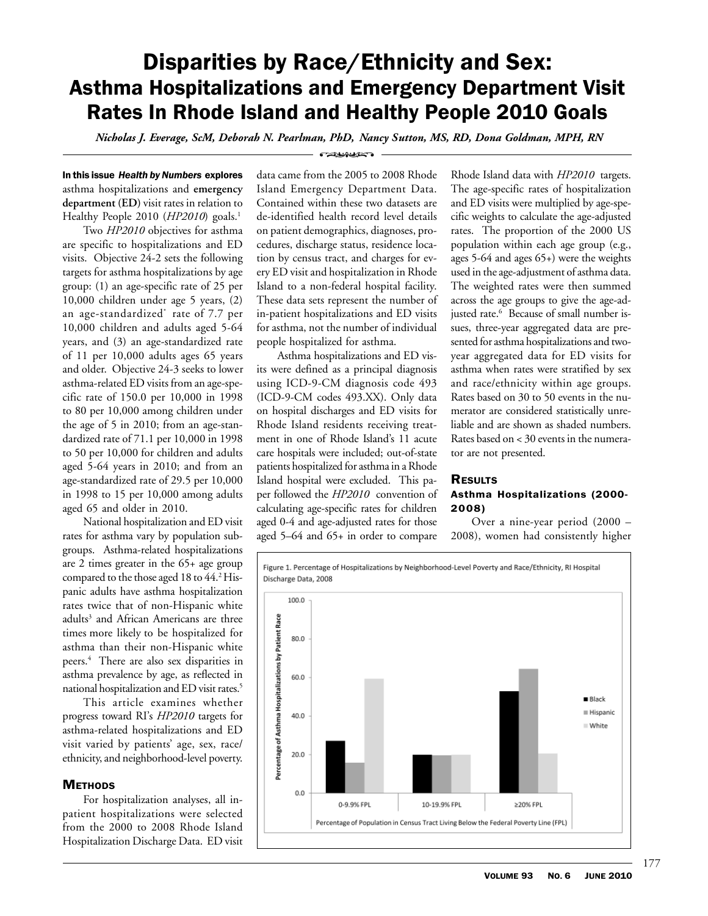# Disparities by Race/Ethnicity and Sex: Asthma Hospitalizations and Emergency Department Visit Rates In Rhode Island and Healthy People 2010 Goals

*Nicholas J. Everage, ScM, Deborah N. Pearlman, PhD, Nancy Sutton, MS, RD, Dona Goldman, MPH, RN*

**In this issue *Health by Numbers* explores** asthma hospitalizations and **emergency department (ED)** visit rates in relation to Healthy People 2010 (*HP2010*) goals.[1]

Two *HP2010* objectives for asthma are specific to hospitalizations and ED visits. Objective 24-2 sets the following targets for asthma hospitalizations by age group: (1) an age-specific rate of 25 per 10,000 children under age 5 years, (2) an age-standardized* rate of 7.7 per 10,000 children and adults aged 5-64 years, and (3) an age-standardized rate of 11 per 10,000 adults ages 65 years and older. Objective 24-3 seeks to lower asthma-related ED visits from an age-specific rate of 150.0 per 10,000 in 1998 to 80 per 10,000 among children under the age of 5 in 2010; from an age-standardized rate of 71.1 per 10,000 in 1998 to 50 per 10,000 for children and adults aged 5-64 years in 2010; and from an age-standardized rate of 29.5 per 10,000 in 1998 to 15 per 10,000 among adults aged 65 and older in 2010.

National hospitalization and ED visit rates for asthma vary by population subgroups. Asthma-related hospitalizations are 2 times greater in the 65+ age group compared to the those aged 18 to 44.[2] Hispanic adults have asthma hospitalization rates twice that of non-Hispanic white adults[3] and African Americans are three times more likely to be hospitalized for asthma than their non-Hispanic white peers.[4] There are also sex disparities in asthma prevalence by age, as reflected in national hospitalization and ED visit rates.[5]

This article examines whether progress toward RI's *HP2010* targets for asthma-related hospitalizations and ED visit varied by patients' age, sex, race/ethnicity, and neighborhood-level poverty.

## Methods

For hospitalization analyses, all in-patient hospitalizations were selected from the 2000 to 2008 Rhode Island Hospitalization Discharge Data. ED visit data came from the 2005 to 2008 Rhode Island Emergency Department Data. Contained within these two datasets are de-identified health record level details on patient demographics, diagnoses, procedures, discharge status, residence location by census tract, and charges for every ED visit and hospitalization in Rhode Island to a non-federal hospital facility. These data sets represent the number of in-patient hospitalizations and ED visits for asthma, not the number of individual people hospitalized for asthma.

Asthma hospitalizations and ED visits were defined as a principal diagnosis using ICD-9-CM diagnosis code 493 (ICD-9-CM codes 493.XX). Only data on hospital discharges and ED visits for Rhode Island residents receiving treatment in one of Rhode Island's 11 acute care hospitals were included; out-of-state patients hospitalized for asthma in a Rhode Island hospital were excluded. This paper followed the *HP2010* convention of calculating age-specific rates for children aged 0-4 and age-adjusted rates for those aged 5–64 and 65+ in order to compare Rhode Island data with *HP2010* targets. The age-specific rates of hospitalization and ED visits were multiplied by age-specific weights to calculate the age-adjusted rates. The proportion of the 2000 US population within each age group (e.g., ages 5-64 and ages 65+) were the weights used in the age-adjustment of asthma data. The weighted rates were then summed across the age groups to give the age-adjusted rate.[6] Because of small number issues, three-year aggregated data are presented for asthma hospitalizations and two-year aggregated data for ED visits for asthma when rates were stratified by sex and race/ethnicity within age groups. Rates based on 30 to 50 events in the numerator are considered statistically unreliable and are shown as shaded numbers. Rates based on < 30 events in the numerator are not presented.

## Results

### Asthma Hospitalizations (2000-2008)

Over a nine-year period (2000 – 2008), women had consistently higher

Figure 1. Percentage of Hospitalizations by Neighborhood-Level Poverty and Race/Ethnicity, RI Hospital Discharge Data, 2008

| Percentage of Population in Census Tract Living Below the Federal Poverty Line (FPL) | Black | Hispanic | White |
|---|---|---|---|
| 0-9.9% FPL | ~27 | ~16 | ~59 |
| 10-19.9% FPL | ~20 | ~20 | ~20 |
| ≥20% FPL | ~53 | ~64 | ~21 |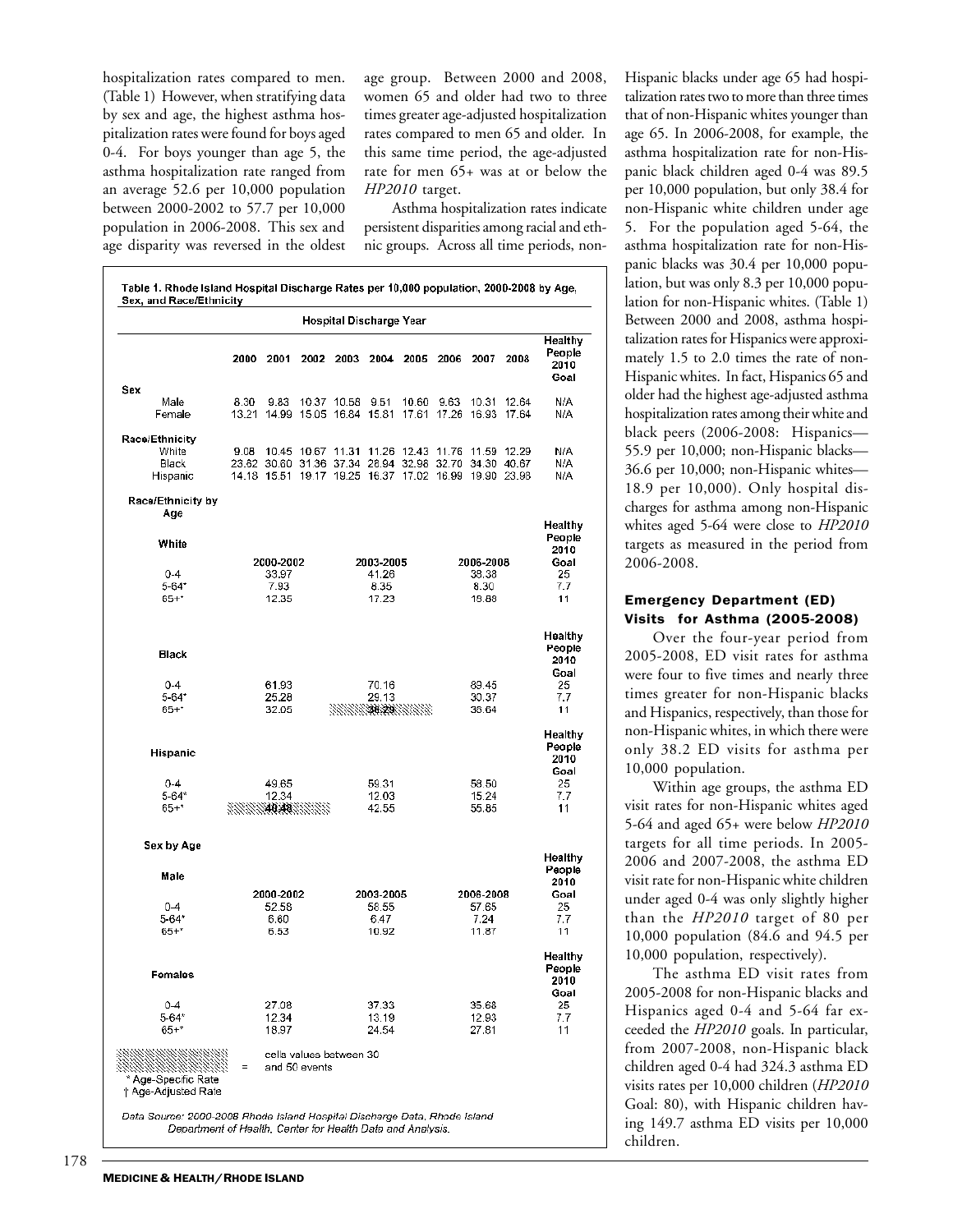hospitalization rates compared to men. (Table 1) However, when stratifying data by sex and age, the highest asthma hospitalization rates were found for boys aged 0-4. For boys younger than age 5, the asthma hospitalization rate ranged from an average 52.6 per 10,000 population between 2000-2002 to 57.7 per 10,000 population in 2006-2008. This sex and age disparity was reversed in the oldest age group. Between 2000 and 2008, women 65 and older had two to three times greater age-adjusted hospitalization rates compared to men 65 and older. In this same time period, the age-adjusted rate for men 65+ was at or below the *HP2010* target.

Asthma hospitalization rates indicate persistent disparities among racial and ethnic groups. Across all time periods, non-Hispanic blacks under age 65 had hospitalization rates two to more than three times that of non-Hispanic whites younger than age 65. In 2006-2008, for example, the asthma hospitalization rate for non-Hispanic black children aged 0-4 was 89.5 per 10,000 population, but only 38.4 for non-Hispanic white children under age 5. For the population aged 5-64, the asthma hospitalization rate for non-Hispanic blacks was 30.4 per 10,000 population, but was only 8.3 per 10,000 population for non-Hispanic whites. (Table 1) Between 2000 and 2008, asthma hospitalization rates for Hispanics were approximately 1.5 to 2.0 times the rate of non-Hispanic whites. In fact, Hispanics 65 and older had the highest age-adjusted asthma hospitalization rates among their white and black peers (2006-2008: Hispanics—55.9 per 10,000; non-Hispanic blacks—36.6 per 10,000; non-Hispanic whites—18.9 per 10,000). Only hospital discharges for asthma among non-Hispanic whites aged 5-64 were close to *HP2010* targets as measured in the period from 2006-2008.

**Table 1. Rhode Island Hospital Discharge Rates per 10,000 population, 2000-2008 by Age, Sex, and Race/Ethnicity**

| | Hospital Discharge Year | | | | | | | | | |
|---|---|---|---|---|---|---|---|---|---|---|
| | 2000 | 2001 | 2002 | 2003 | 2004 | 2005 | 2006 | 2007 | 2008 | Healthy People 2010 Goal |
| **Sex** | | | | | | | | | | |
| Male | 8.30 | 9.83 | 10.37 | 10.58 | 9.51 | 10.60 | 9.63 | 10.31 | 12.64 | N/A |
| Female | 13.21 | 14.99 | 15.05 | 16.84 | 15.81 | 17.61 | 17.26 | 16.93 | 17.64 | N/A |
| **Race/Ethnicity** | | | | | | | | | | |
| White | 9.08 | 10.45 | 10.67 | 11.31 | 11.26 | 12.43 | 11.76 | 11.59 | 12.29 | N/A |
| Black | 23.62 | 30.60 | 31.36 | 37.34 | 28.94 | 32.96 | 32.70 | 34.30 | 40.67 | N/A |
| Hispanic | 14.18 | 15.51 | 19.17 | 19.25 | 16.37 | 17.02 | 16.99 | 19.90 | 23.98 | N/A |

| Race/Ethnicity by Age | 2000-2002 | 2003-2005 | 2006-2008 | Healthy People 2010 Goal |
|---|---|---|---|---|
| **White** | | | | |
| 0-4 | 33.97 | 41.26 | 38.38 | 25 |
| 5-64* | 7.93 | 8.35 | 8.30 | 7.7 |
| 65+† | 12.35 | 17.23 | 18.88 | 11 |
| **Black** | | | | |
| 0-4 | 61.93 | 70.16 | 89.45 | 25 |
| 5-64* | 25.28 | 29.13 | 30.37 | 7.7 |
| 65+† | 32.05 | 36.29 (shaded) | 36.64 | 11 |
| **Hispanic** | | | | |
| 0-4 | 49.65 | 59.31 | 58.50 | 25 |
| 5-64* | 12.34 | 12.03 | 15.24 | 7.7 |
| 65+† | 40.48 (shaded) | 42.55 | 55.85 | 11 |

| Sex by Age | 2000-2002 | 2003-2005 | 2006-2008 | Healthy People 2010 Goal |
|---|---|---|---|---|
| **Male** | | | | |
| 0-4 | 52.58 | 58.55 | 57.65 | 25 |
| 5-64* | 6.60 | 6.47 | 7.24 | 7.7 |
| 65+† | 6.53 | 10.92 | 11.87 | 11 |
| **Females** | | | | |
| 0-4 | 27.08 | 37.33 | 35.68 | 25 |
| 5-64* | 12.34 | 13.19 | 12.93 | 7.7 |
| 65+† | 18.97 | 24.54 | 27.81 | 11 |

Shaded = cells values between 30 and 50 events

\* Age-Specific Rate
† Age-Adjusted Rate

*Data Source: 2000-2008 Rhode Island Hospital Discharge Data, Rhode Island Department of Health, Center for Health Data and Analysis.*

### Emergency Department (ED) Visits for Asthma (2005-2008)

Over the four-year period from 2005-2008, ED visit rates for asthma were four to five times and nearly three times greater for non-Hispanic blacks and Hispanics, respectively, than those for non-Hispanic whites, in which there were only 38.2 ED visits for asthma per 10,000 population.

Within age groups, the asthma ED visit rates for non-Hispanic whites aged 5-64 and aged 65+ were below *HP2010* targets for all time periods. In 2005-2006 and 2007-2008, the asthma ED visit rate for non-Hispanic white children under aged 0-4 was only slightly higher than the *HP2010* target of 80 per 10,000 population (84.6 and 94.5 per 10,000 population, respectively).

The asthma ED visit rates from 2005-2008 for non-Hispanic blacks and Hispanics aged 0-4 and 5-64 far exceeded the *HP2010* goals. In particular, from 2007-2008, non-Hispanic black children aged 0-4 had 324.3 asthma ED visits rates per 10,000 children (*HP2010* Goal: 80), with Hispanic children having 149.7 asthma ED visits per 10,000 children.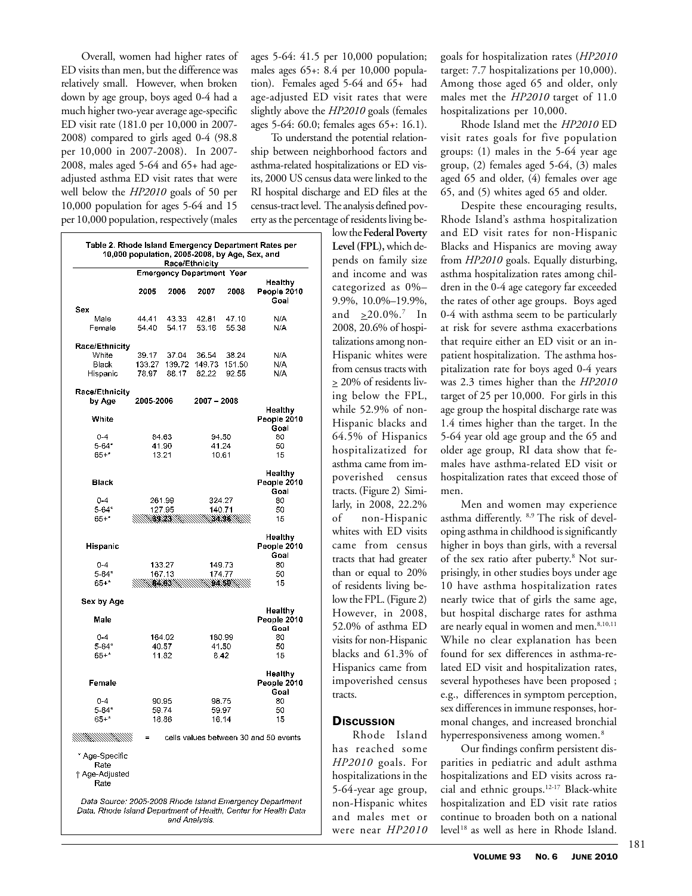Overall, women had higher rates of ED visits than men, but the difference was relatively small. However, when broken down by age group, boys aged 0-4 had a much higher two-year average age-specific ED visit rate (181.0 per 10,000 in 2007-2008) compared to girls aged 0-4 (98.8 per 10,000 in 2007-2008). In 2007-2008, males aged 5-64 and 65+ had age-adjusted asthma ED visit rates that were well below the *HP2010* goals of 50 per 10,000 population for ages 5-64 and 15 per 10,000 population, respectively (males ages 5-64: 41.5 per 10,000 population; males ages 65+: 8.4 per 10,000 population). Females aged 5-64 and 65+ had age-adjusted ED visit rates that were slightly above the *HP2010* goals (females ages 5-64: 60.0; females ages 65+: 16.1).

To understand the potential relationship between neighborhood factors and asthma-related hospitalizations or ED visits, 2000 US census data were linked to the RI hospital discharge and ED files at the census-tract level. The analysis defined poverty as the percentage of residents living below the **Federal Poverty Level (FPL)**, which depends on family size and income and was categorized as 0%–9.9%, 10.0%–19.9%, and ≥20.0%.[7] In 2008, 20.6% of hospitalizations among non-Hispanic whites were from census tracts with ≥ 20% of residents living below the FPL, while 52.9% of non-Hispanic blacks and 64.5% of Hispanics hospitalizatized for asthma came from impoverished census tracts. (Figure 2) Similarly, in 2008, 22.2% of non-Hispanic whites with ED visits came from census tracts that had greater than or equal to 20% of residents living below the FPL. (Figure 2) However, in 2008, 52.0% of asthma ED visits for non-Hispanic blacks and 61.3% of Hispanics came from impoverished census tracts.

**Table 2. Rhode Island Emergency Department Rates per 10,000 population, 2005-2008, by Age, Sex, and Race/Ethnicity**

| | Emergency Department Year | | | | |
|---|---|---|---|---|---|
| | 2005 | 2006 | 2007 | 2008 | Healthy People 2010 Goal |
| **Sex** | | | | | |
| Male | 44.41 | 43.33 | 42.81 | 47.10 | N/A |
| Female | 54.40 | 54.17 | 53.16 | 55.38 | N/A |
| **Race/Ethnicity** | | | | | |
| White | 39.17 | 37.04 | 36.54 | 38.24 | N/A |
| Black | 133.27 | 139.72 | 149.73 | 151.50 | N/A |
| Hispanic | 78.97 | 88.17 | 82.22 | 92.55 | N/A |
| **Race/Ethnicity by Age** | 2005-2006 | | 2007 – 2008 | | |
| **White** | | | | | Healthy People 2010 Goal |
| 0-4 | 84.63 | | 94.50 | | 80 |
| 5-64* | 41.90 | | 41.24 | | 50 |
| 65+* | 13.21 | | 10.61 | | 15 |
| **Black** | | | | | Healthy People 2010 Goal |
| 0-4 | 261.99 | | 324.27 | | 80 |
| 5-64* | 127.95 | | 140.71 | | 50 |
| 65+* | 39.23 | | 34.96 | | 15 |
| **Hispanic** | | | | | Healthy People 2010 Goal |
| 0-4 | 133.27 | | 149.73 | | 80 |
| 5-64* | 167.13 | | 174.77 | | 50 |
| 65+* | 84.63 | | 94.50 | | 15 |
| **Sex by Age** | | | | | |
| **Male** | | | | | Healthy People 2010 Goal |
| 0-4 | 164.02 | | 180.99 | | 80 |
| 5-64* | 40.57 | | 41.50 | | 50 |
| 65+* | 11.82 | | 8.42 | | 15 |
| **Female** | | | | | Healthy People 2010 Goal |
| 0-4 | 90.95 | | 98.75 | | 80 |
| 5-64* | 59.74 | | 59.97 | | 50 |
| 65+* | 18.86 | | 16.14 | | 15 |

(Shaded) = cells values between 30 and 50 events

\* Age-Specific Rate
† Age-Adjusted Rate

*Data Source: 2005-2008 Rhode Island Emergency Department Data. Rhode Island Department of Health, Center for Health Data and Analysis.*

## Discussion

Rhode Island has reached some *HP2010* goals. For hospitalizations in the 5-64-year age group, non-Hispanic whites and males met or were near *HP2010* goals for hospitalization rates (*HP2010* target: 7.7 hospitalizations per 10,000). Among those aged 65 and older, only males met the *HP2010* target of 11.0 hospitalizations per 10,000.

Rhode Island met the *HP2010* ED visit rates goals for five population groups: (1) males in the 5-64 year age group, (2) females aged 5-64, (3) males aged 65 and older, (4) females over age 65, and (5) whites aged 65 and older.

Despite these encouraging results, Rhode Island's asthma hospitalization and ED visit rates for non-Hispanic Blacks and Hispanics are moving away from *HP2010* goals. Equally disturbing, asthma hospitalization rates among children in the 0-4 age category far exceeded the rates of other age groups. Boys aged 0-4 with asthma seem to be particularly at risk for severe asthma exacerbations that require either an ED visit or an inpatient hospitalization. The asthma hospitalization rate for boys aged 0-4 years was 2.3 times higher than the *HP2010* target of 25 per 10,000. For girls in this age group the hospital discharge rate was 1.4 times higher than the target. In the 5-64 year old age group and the 65 and older age group, RI data show that females have asthma-related ED visit or hospitalization rates that exceed those of men.

Men and women may experience asthma differently.[8,9] The risk of developing asthma in childhood is significantly higher in boys than girls, with a reversal of the sex ratio after puberty.[8] Not surprisingly, in other studies boys under age 10 have asthma hospitalization rates nearly twice that of girls the same age, but hospital discharge rates for asthma are nearly equal in women and men.[8,10,11] While no clear explanation has been found for sex differences in asthma-related ED visit and hospitalization rates, several hypotheses have been proposed ; e.g., differences in symptom perception, sex differences in immune responses, hormonal changes, and increased bronchial hyperresponsiveness among women.[8]

Our findings confirm persistent disparities in pediatric and adult asthma hospitalizations and ED visits across racial and ethnic groups.[12-17] Black-white hospitalization and ED visit rate ratios continue to broaden both on a national level[18] as well as here in Rhode Island.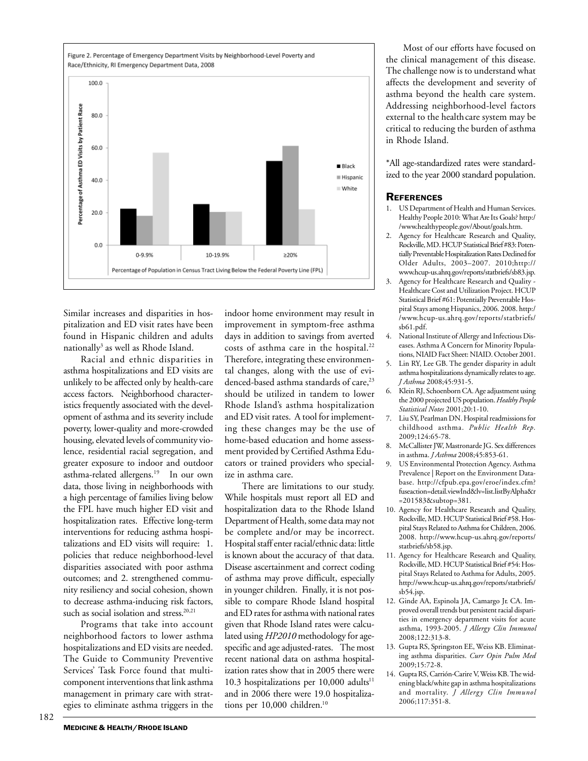Figure 2. Percentage of Emergency Department Visits by Neighborhood-Level Poverty and Race/Ethnicity, RI Emergency Department Data, 2008

Similar increases and disparities in hospitalization and ED visit rates have been found in Hispanic children and adults nationally[3] as well as Rhode Island.

Racial and ethnic disparities in asthma hospitalizations and ED visits are unlikely to be affected only by health-care access factors. Neighborhood characteristics frequently associated with the development of asthma and its severity include poverty, lower-quality and more-crowded housing, elevated levels of community violence, residential racial segregation, and greater exposure to indoor and outdoor asthma-related allergens.[19] In our own data, those living in neighborhoods with a high percentage of families living below the FPL have much higher ED visit and hospitalization rates. Effective long-term interventions for reducing asthma hospitalizations and ED visits will require: 1. policies that reduce neighborhood-level disparities associated with poor asthma outcomes; and 2. strengthened community resiliency and social cohesion, shown to decrease asthma-inducing risk factors, such as social isolation and stress.[20,21]

Programs that take into account neighborhood factors to lower asthma hospitalizations and ED visits are needed. The Guide to Community Preventive Services' Task Force found that multi-component interventions that link asthma management in primary care with strategies to eliminate asthma triggers in the indoor home environment may result in improvement in symptom-free asthma days in addition to savings from averted costs of asthma care in the hospital.[22] Therefore, integrating these environmental changes, along with the use of evidenced-based asthma standards of care,[23] should be utilized in tandem to lower Rhode Island's asthma hospitalization and ED visit rates. A tool for implementing these changes may be the use of home-based education and home assessment provided by Certified Asthma Educators or trained providers who specialize in asthma care.

There are limitations to our study. While hospitals must report all ED and hospitalization data to the Rhode Island Department of Health, some data may not be complete and/or may be incorrect. Hospital staff enter racial/ethnic data: little is known about the accuracy of that data. Disease ascertainment and correct coding of asthma may prove difficult, especially in younger children. Finally, it is not possible to compare Rhode Island hospital and ED rates for asthma with national rates given that Rhode Island rates were calculated using *HP2010* methodology for age-specific and age adjusted-rates. The most recent national data on asthma hospitalization rates show that in 2005 there were 10.3 hospitalizations per 10,000 adults[11] and in 2006 there were 19.0 hospitalizations per 10,000 children.[10]

Most of our efforts have focused on the clinical management of this disease. The challenge now is to understand what affects the development and severity of asthma beyond the health care system. Addressing neighborhood-level factors external to the health care system may be critical to reducing the burden of asthma in Rhode Island.

*All age-standardized rates were standardized to the year 2000 standard population.

## References

1. US Department of Health and Human Services. Healthy People 2010: What Are Its Goals? http://www.healthypeople.gov/About/goals.htm.
2. Agency for Healthcare Research and Quality, Rockville, MD. HCUP Statistical Brief #83: Potentially Preventable Hospitalization Rates Declined for Older Adults, 2003–2007. 2010;http://www.hcup-us.ahrq.gov/reports/statbriefs/sb83.jsp.
3. Agency for Healthcare Research and Quality - Healthcare Cost and Utilization Project. HCUP Statistical Brief #61: Potentially Preventable Hospital Stays among Hispanics, 2006. 2008. http://www.hcup-us.ahrq.gov/reports/statbriefs/sb61.pdf.
4. National Institute of Allergy and Infectious Diseases. Asthma A Concern for Minority Populations, NIAID Fact Sheet: NIAID. October 2001.
5. Lin RY, Lee GB. The gender disparity in adult asthma hospitalizations dynamically relates to age. *J Asthma* 2008;45:931-5.
6. Klein RJ, Schoenborn CA. Age adjustment using the 2000 projected US population. *Healthy People Statistical Notes* 2001;20:1-10.
7. Liu SY, Pearlman DN. Hospital readmissions for childhood asthma. *Public Health Rep.* 2009;124:65-78.
8. McCallister JW, Mastronarde JG. Sex differences in asthma. *J Asthma* 2008;45:853-61.
9. US Environmental Protection Agency. Asthma Prevalence | Report on the Environment Database. http://cfpub.epa.gov/eroe/index.cfm?fuseaction=detail.viewInd&lv=list.listByAlpha&r=201583&subtop=381.
10. Agency for Healthcare Research and Quality, Rockville, MD. HCUP Statistical Brief #58. Hospital Stays Related to Asthma for Children, 2006. 2008. http://www.hcup-us.ahrq.gov/reports/statbriefs/sb58.jsp.
11. Agency for Healthcare Research and Quality, Rockville, MD. HCUP Statistical Brief #54: Hospital Stays Related to Asthma for Adults, 2005. http://www.hcup-us.ahrq.gov/reports/statbriefs/sb54.jsp.
12. Ginde AA, Espinola JA, Camargo Jr. CA. Improved overall trends but persistent racial disparities in emergency department visits for acute asthma, 1993-2005. *J Allergy Clin Immunol* 2008;122:313-8.
13. Gupta RS, Springston EE, Weiss KB. Eliminating asthma disparities. *Curr Opin Pulm Med* 2009;15:72-8.
14. Gupta RS, Carrión-Carire V, Weiss KB. The widening black/white gap in asthma hospitalizations and mortality. *J Allergy Clin Immunol* 2006;117:351-8.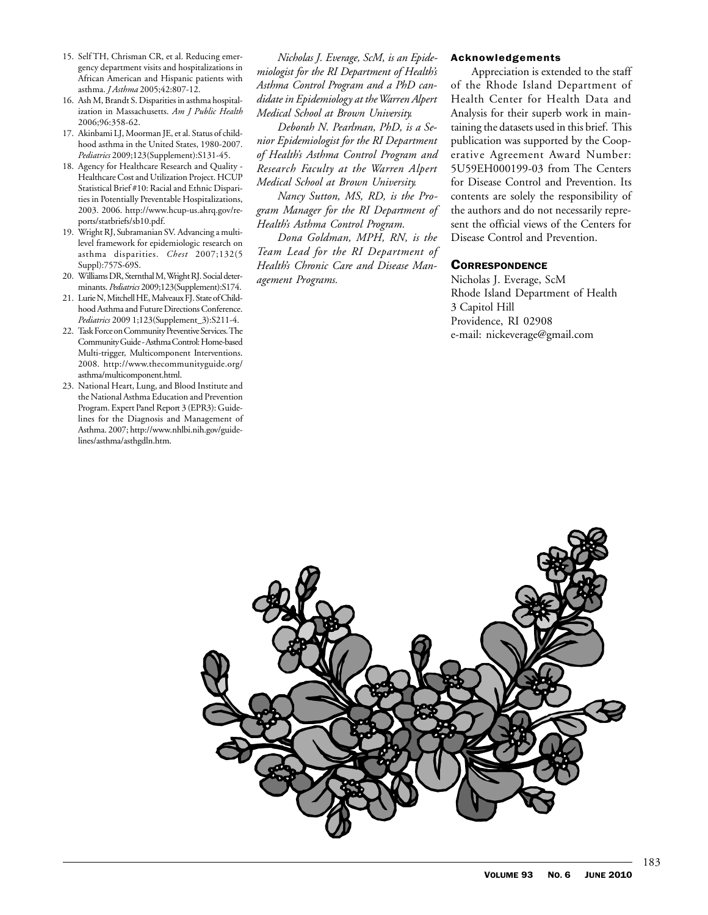15. Self TH, Chrisman CR, et al. Reducing emergency department visits and hospitalizations in African American and Hispanic patients with asthma. *J Asthma* 2005;42:807-12.
16. Ash M, Brandt S. Disparities in asthma hospitalization in Massachusetts. *Am J Public Health* 2006;96:358-62.
17. Akinbami LJ, Moorman JE, et al. Status of childhood asthma in the United States, 1980-2007. *Pediatrics* 2009;123(Supplement):S131-45.
18. Agency for Healthcare Research and Quality - Healthcare Cost and Utilization Project. HCUP Statistical Brief #10: Racial and Ethnic Disparities in Potentially Preventable Hospitalizations, 2003. 2006. http://www.hcup-us.ahrq.gov/reports/statbriefs/sb10.pdf.
19. Wright RJ, Subramanian SV. Advancing a multilevel framework for epidemiologic research on asthma disparities. *Chest* 2007;132(5 Suppl):757S-69S.
20. Williams DR, Sternthal M, Wright RJ. Social determinants. *Pediatrics* 2009;123(Supplement):S174.
21. Lurie N, Mitchell HE, Malveaux FJ. State of Childhood Asthma and Future Directions Conference. *Pediatrics* 2009 1;123(Supplement_3):S211-4.
22. Task Force on Community Preventive Services. The Community Guide - Asthma Control: Home-based Multi-trigger, Multicomponent Interventions. 2008. http://www.thecommunityguide.org/asthma/multicomponent.html.
23. National Heart, Lung, and Blood Institute and the National Asthma Education and Prevention Program. Expert Panel Report 3 (EPR3): Guidelines for the Diagnosis and Management of Asthma. 2007; http://www.nhlbi.nih.gov/guidelines/asthma/asthgdln.htm.

*Nicholas J. Everage, ScM, is an Epidemiologist for the RI Department of Health's Asthma Control Program and a PhD candidate in Epidemiology at the Warren Alpert Medical School at Brown University.*

*Deborah N. Pearlman, PhD, is a Senior Epidemiologist for the RI Department of Health's Asthma Control Program and Research Faculty at the Warren Alpert Medical School at Brown University.*

*Nancy Sutton, MS, RD, is the Program Manager for the RI Department of Health's Asthma Control Program.*

*Dona Goldman, MPH, RN, is the Team Lead for the RI Department of Health's Chronic Care and Disease Management Programs.*

## Acknowledgements

Appreciation is extended to the staff of the Rhode Island Department of Health Center for Health Data and Analysis for their superb work in maintaining the datasets used in this brief. This publication was supported by the Cooperative Agreement Award Number: 5U59EH000199-03 from The Centers for Disease Control and Prevention. Its contents are solely the responsibility of the authors and do not necessarily represent the official views of the Centers for Disease Control and Prevention.

## Correspondence

Nicholas J. Everage, ScM
Rhode Island Department of Health
3 Capitol Hill
Providence, RI 02908
e-mail: nickeverage@gmail.com